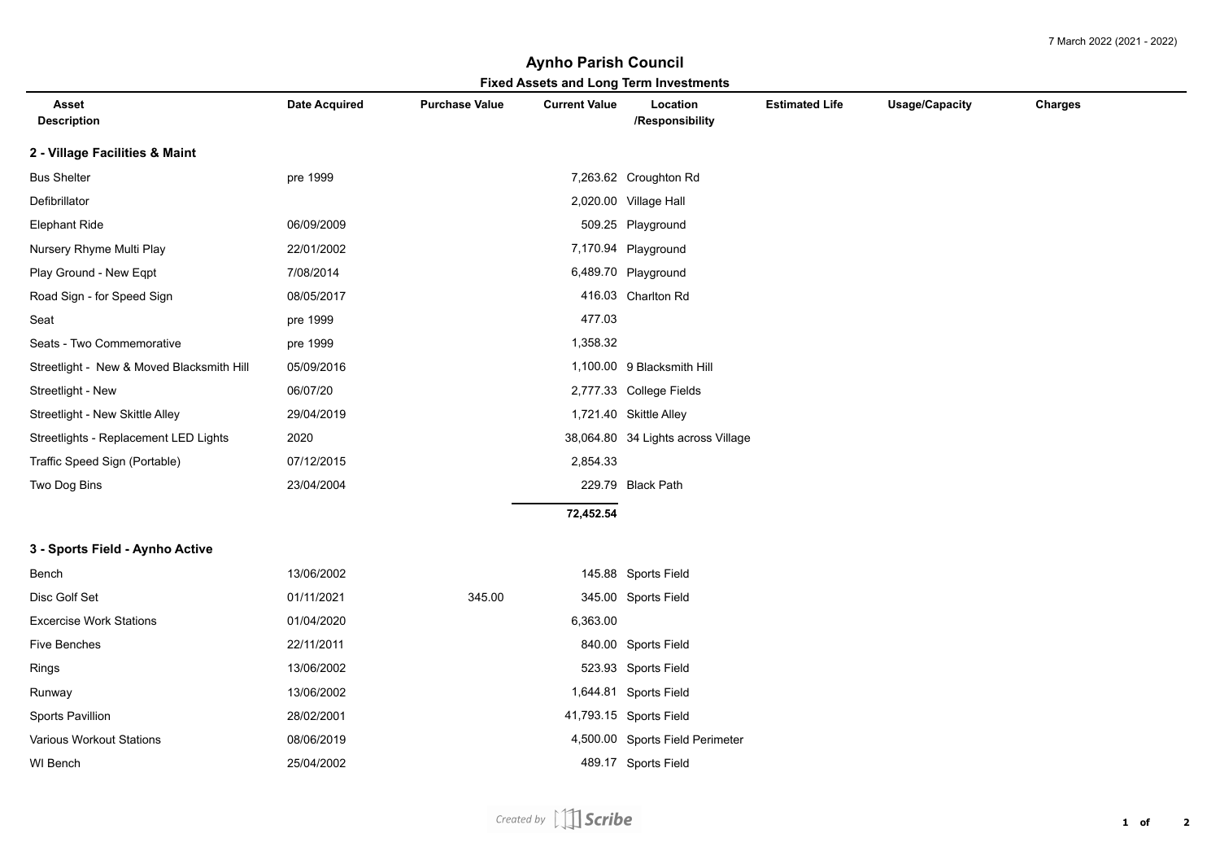7 March 2022 (2021 - 2022)

# Aynho Parish Council

## Fixed Assets and Long Term Investments

| Asset Description | Date Acquired | Purchase Value | Current Value | Location /Responsibility | Estimated Life | Usage/Capacity | Charges |
|---|---|---|---|---|---|---|---|
| **2 - Village Facilities & Maint** | | | | | | | |
| Bus Shelter | pre 1999 | | 7,263.62 | Croughton Rd | | | |
| Defibrillator | | | 2,020.00 | Village Hall | | | |
| Elephant Ride | 06/09/2009 | | 509.25 | Playground | | | |
| Nursery Rhyme Multi Play | 22/01/2002 | | 7,170.94 | Playground | | | |
| Play Ground - New Eqpt | 7/08/2014 | | 6,489.70 | Playground | | | |
| Road Sign - for Speed Sign | 08/05/2017 | | 416.03 | Charlton Rd | | | |
| Seat | pre 1999 | | 477.03 | | | | |
| Seats - Two Commemorative | pre 1999 | | 1,358.32 | | | | |
| Streetlight - New & Moved Blacksmith Hill | 05/09/2016 | | 1,100.00 | 9 Blacksmith Hill | | | |
| Streetlight - New | 06/07/20 | | 2,777.33 | College Fields | | | |
| Streetlight - New Skittle Alley | 29/04/2019 | | 1,721.40 | Skittle Alley | | | |
| Streetlights - Replacement LED Lights | 2020 | | 38,064.80 | 34 Lights across Village | | | |
| Traffic Speed Sign (Portable) | 07/12/2015 | | 2,854.33 | | | | |
| Two Dog Bins | 23/04/2004 | | 229.79 | Black Path | | | |
| | | | **72,452.54** | | | | |
| **3 - Sports Field - Aynho Active** | | | | | | | |
| Bench | 13/06/2002 | | 145.88 | Sports Field | | | |
| Disc Golf Set | 01/11/2021 | 345.00 | 345.00 | Sports Field | | | |
| Excercise Work Stations | 01/04/2020 | | 6,363.00 | | | | |
| Five Benches | 22/11/2011 | | 840.00 | Sports Field | | | |
| Rings | 13/06/2002 | | 523.93 | Sports Field | | | |
| Runway | 13/06/2002 | | 1,644.81 | Sports Field | | | |
| Sports Pavillion | 28/02/2001 | | 41,793.15 | Sports Field | | | |
| Various Workout Stations | 08/06/2019 | | 4,500.00 | Sports Field Perimeter | | | |
| WI Bench | 25/04/2002 | | 489.17 | Sports Field | | | |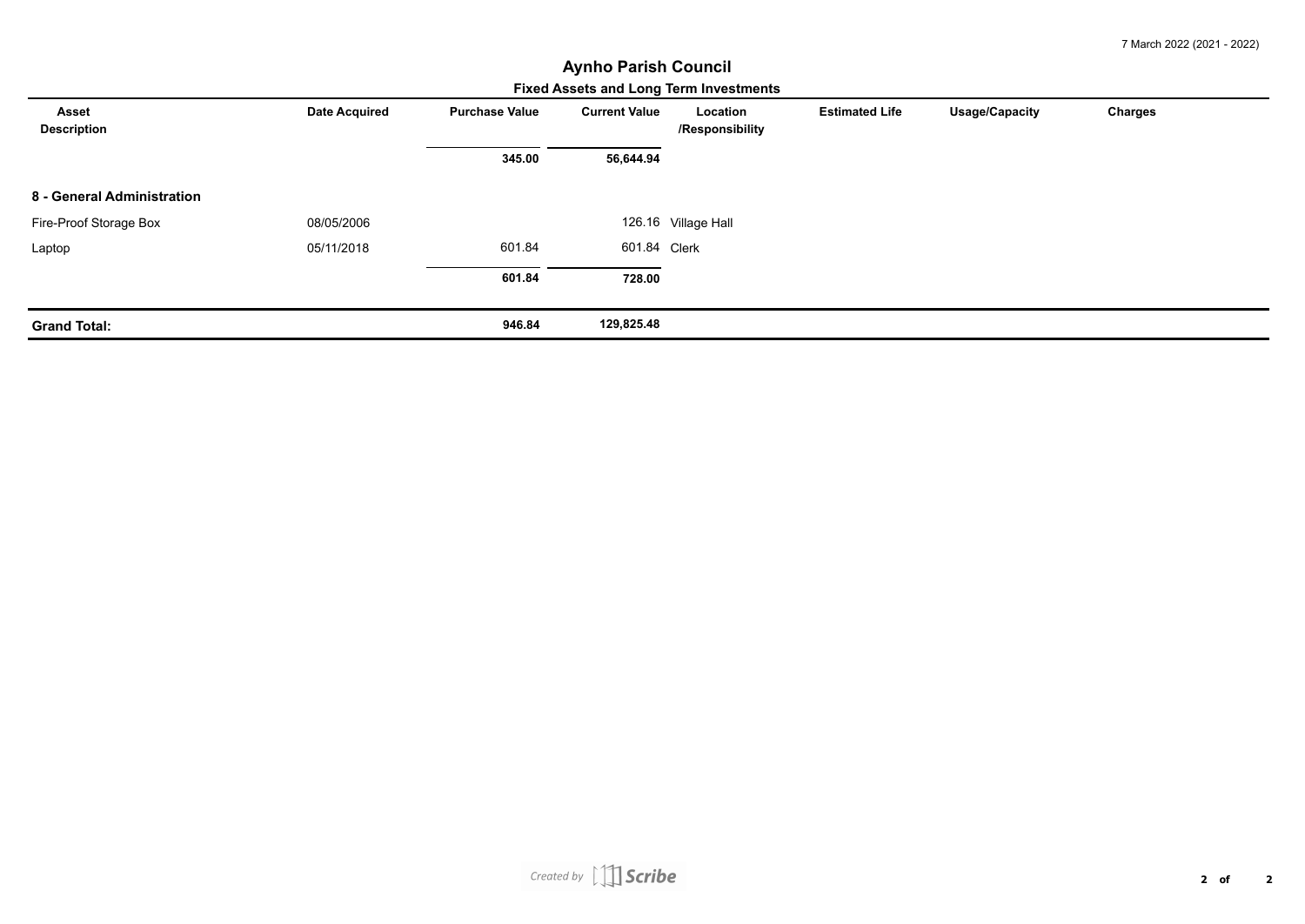7 March 2022 (2021 - 2022)

# Aynho Parish Council

## Fixed Assets and Long Term Investments

| Asset Description | Date Acquired | Purchase Value | Current Value | Location /Responsibility | Estimated Life | Usage/Capacity | Charges |
|---|---|---|---|---|---|---|---|
| | | **345.00** | **56,644.94** | | | | |
| **8 - General Administration** | | | | | | | |
| Fire-Proof Storage Box | 08/05/2006 | | 126.16 | Village Hall | | | |
| Laptop | 05/11/2018 | 601.84 | 601.84 | Clerk | | | |
| | | **601.84** | **728.00** | | | | |
| **Grand Total:** | | **946.84** | **129,825.48** | | | | |

Created by Scribe